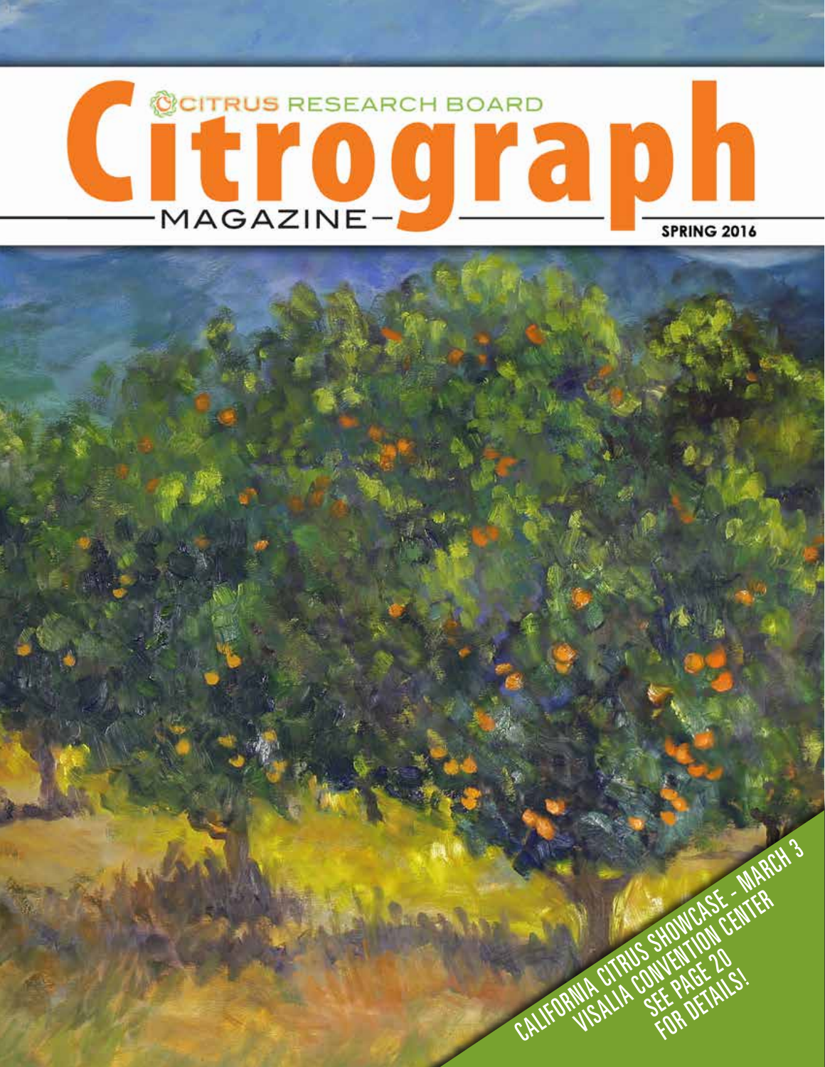# Citrograph

CITRUS RESEARCH BOARD

MAGAZINE

SPRING 2016

CALIFORNIA CITRUS SHOWCASE - MARCH 3
VISALIA CONVENTION CENTER
SEE PAGE 20
FOR DETAILS!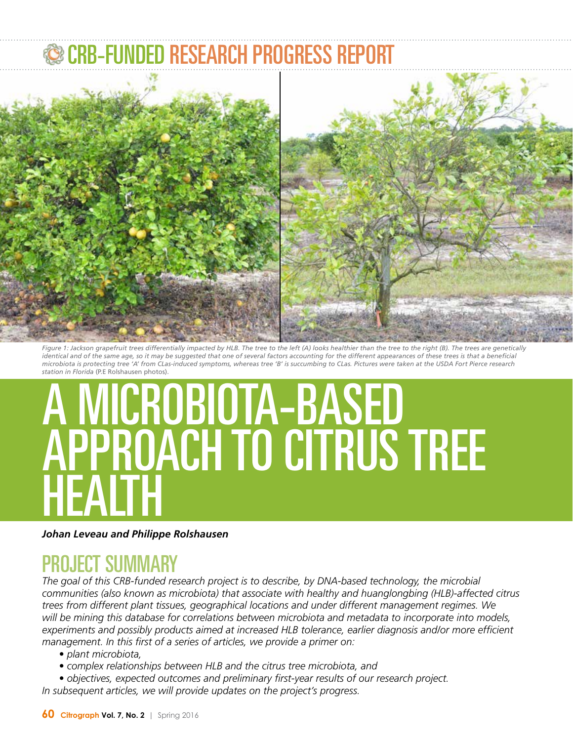# CRB-FUNDED RESEARCH PROGRESS REPORT

*Figure 1: Jackson grapefruit trees differentially impacted by HLB. The tree to the left (A) looks healthier than the tree to the right (B). The trees are genetically identical and of the same age, so it may be suggested that one of several factors accounting for the different appearances of these trees is that a beneficial microbiota is protecting tree 'A' from CLas-induced symptoms, whereas tree 'B' is succumbing to CLas. Pictures were taken at the USDA Fort Pierce research station in Florida* (P.E Rolshausen photos).

# A MICROBIOTA-BASED APPROACH TO CITRUS TREE HEALTH

***Johan Leveau and Philippe Rolshausen***

## PROJECT SUMMARY

*The goal of this CRB-funded research project is to describe, by DNA-based technology, the microbial communities (also known as microbiota) that associate with healthy and huanglongbing (HLB)-affected citrus trees from different plant tissues, geographical locations and under different management regimes. We will be mining this database for correlations between microbiota and metadata to incorporate into models, experiments and possibly products aimed at increased HLB tolerance, earlier diagnosis and/or more efficient management. In this first of a series of articles, we provide a primer on:*

- *plant microbiota,*
- *complex relationships between HLB and the citrus tree microbiota, and*
- *objectives, expected outcomes and preliminary first-year results of our research project.*

*In subsequent articles, we will provide updates on the project's progress.*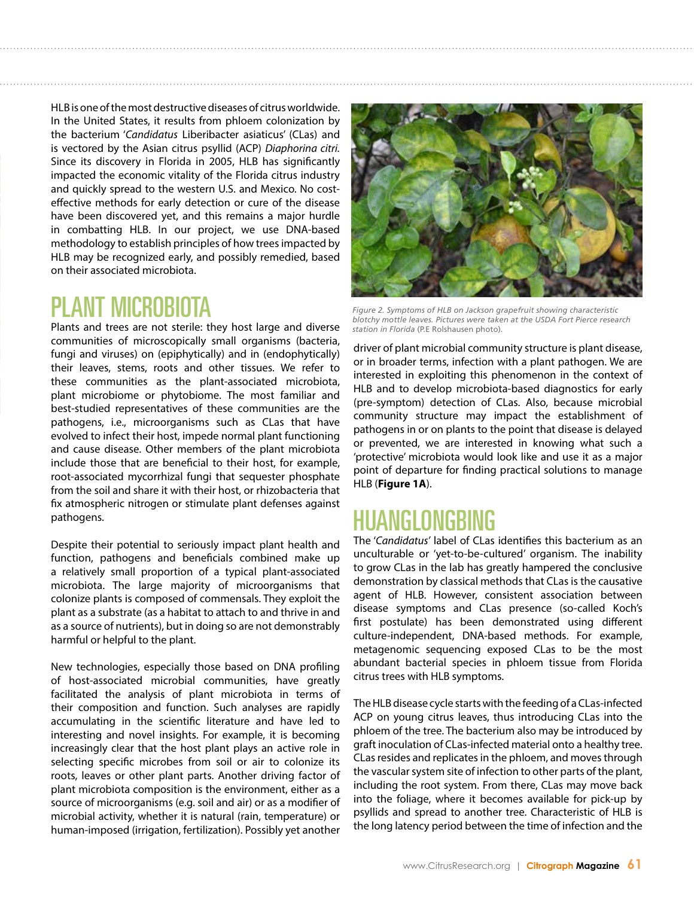HLB is one of the most destructive diseases of citrus worldwide. In the United States, it results from phloem colonization by the bacterium '*Candidatus* Liberibacter asiaticus' (CLas) and is vectored by the Asian citrus psyllid (ACP) *Diaphorina citri*. Since its discovery in Florida in 2005, HLB has significantly impacted the economic vitality of the Florida citrus industry and quickly spread to the western U.S. and Mexico. No cost-effective methods for early detection or cure of the disease have been discovered yet, and this remains a major hurdle in combatting HLB. In our project, we use DNA-based methodology to establish principles of how trees impacted by HLB may be recognized early, and possibly remedied, based on their associated microbiota.

## PLANT MICROBIOTA

Plants and trees are not sterile: they host large and diverse communities of microscopically small organisms (bacteria, fungi and viruses) on (epiphytically) and in (endophytically) their leaves, stems, roots and other tissues. We refer to these communities as the plant-associated microbiota, plant microbiome or phytobiome. The most familiar and best-studied representatives of these communities are the pathogens, i.e., microorganisms such as CLas that have evolved to infect their host, impede normal plant functioning and cause disease. Other members of the plant microbiota include those that are beneficial to their host, for example, root-associated mycorrhizal fungi that sequester phosphate from the soil and share it with their host, or rhizobacteria that fix atmospheric nitrogen or stimulate plant defenses against pathogens.

Despite their potential to seriously impact plant health and function, pathogens and beneficials combined make up a relatively small proportion of a typical plant-associated microbiota. The large majority of microorganisms that colonize plants is composed of commensals. They exploit the plant as a substrate (as a habitat to attach to and thrive in and as a source of nutrients), but in doing so are not demonstrably harmful or helpful to the plant.

New technologies, especially those based on DNA profiling of host-associated microbial communities, have greatly facilitated the analysis of plant microbiota in terms of their composition and function. Such analyses are rapidly accumulating in the scientific literature and have led to interesting and novel insights. For example, it is becoming increasingly clear that the host plant plays an active role in selecting specific microbes from soil or air to colonize its roots, leaves or other plant parts. Another driving factor of plant microbiota composition is the environment, either as a source of microorganisms (e.g. soil and air) or as a modifier of microbial activity, whether it is natural (rain, temperature) or human-imposed (irrigation, fertilization). Possibly yet another driver of plant microbial community structure is plant disease, or in broader terms, infection with a plant pathogen. We are interested in exploiting this phenomenon in the context of HLB and to develop microbiota-based diagnostics for early (pre-symptom) detection of CLas. Also, because microbial community structure may impact the establishment of pathogens in or on plants to the point that disease is delayed or prevented, we are interested in knowing what such a 'protective' microbiota would look like and use it as a major point of departure for finding practical solutions to manage HLB (**Figure 1A**).

*Figure 2. Symptoms of HLB on Jackson grapefruit showing characteristic blotchy mottle leaves. Pictures were taken at the USDA Fort Pierce research station in Florida* (P.E Rolshausen photo).

## HUANGLONGBING

The '*Candidatus*' label of CLas identifies this bacterium as an unculturable or 'yet-to-be-cultured' organism. The inability to grow CLas in the lab has greatly hampered the conclusive demonstration by classical methods that CLas is the causative agent of HLB. However, consistent association between disease symptoms and CLas presence (so-called Koch's first postulate) has been demonstrated using different culture-independent, DNA-based methods. For example, metagenomic sequencing exposed CLas to be the most abundant bacterial species in phloem tissue from Florida citrus trees with HLB symptoms.

The HLB disease cycle starts with the feeding of a CLas-infected ACP on young citrus leaves, thus introducing CLas into the phloem of the tree. The bacterium also may be introduced by graft inoculation of CLas-infected material onto a healthy tree. CLas resides and replicates in the phloem, and moves through the vascular system site of infection to other parts of the plant, including the root system. From there, CLas may move back into the foliage, where it becomes available for pick-up by psyllids and spread to another tree. Characteristic of HLB is the long latency period between the time of infection and the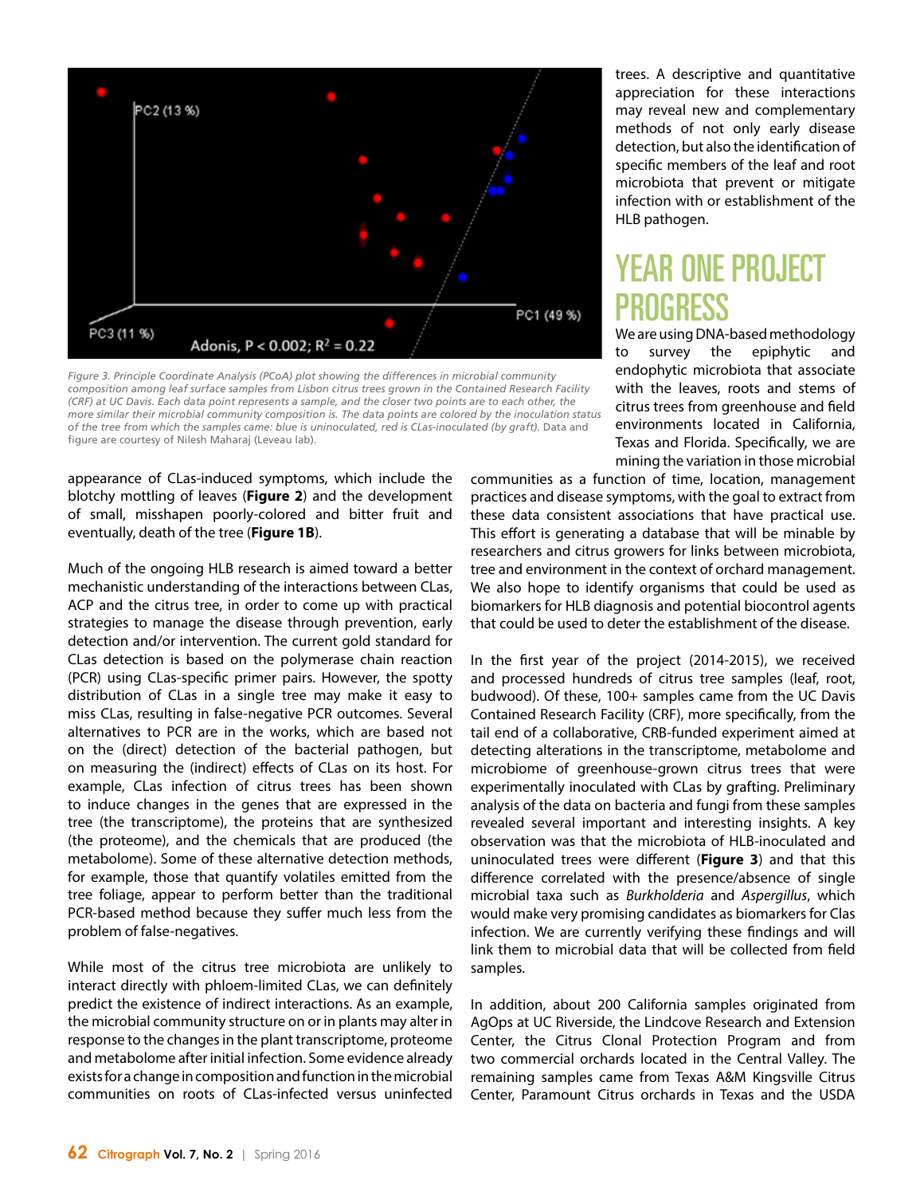Figure 3. Principle Coordinate Analysis (PCoA) plot showing the differences in microbial community composition among leaf surface samples from Lisbon citrus trees grown in the Contained Research Facility (CRF) at UC Davis. Each data point represents a sample, and the closer two points are to each other, the more similar their microbial community composition is. The data points are colored by the inoculation status of the tree from which the samples came: blue is uninoculated, red is CLas-inoculated (by graft). Data and figure are courtesy of Nilesh Maharaj (Leveau lab).

appearance of CLas-induced symptoms, which include the blotchy mottling of leaves (**Figure 2**) and the development of small, misshapen poorly-colored and bitter fruit and eventually, death of the tree (**Figure 1B**).

Much of the ongoing HLB research is aimed toward a better mechanistic understanding of the interactions between CLas, ACP and the citrus tree, in order to come up with practical strategies to manage the disease through prevention, early detection and/or intervention. The current gold standard for CLas detection is based on the polymerase chain reaction (PCR) using CLas-specific primer pairs. However, the spotty distribution of CLas in a single tree may make it easy to miss CLas, resulting in false-negative PCR outcomes. Several alternatives to PCR are in the works, which are based not on the (direct) detection of the bacterial pathogen, but on measuring the (indirect) effects of CLas on its host. For example, CLas infection of citrus trees has been shown to induce changes in the genes that are expressed in the tree (the transcriptome), the proteins that are synthesized (the proteome), and the chemicals that are produced (the metabolome). Some of these alternative detection methods, for example, those that quantify volatiles emitted from the tree foliage, appear to perform better than the traditional PCR-based method because they suffer much less from the problem of false-negatives.

While most of the citrus tree microbiota are unlikely to interact directly with phloem-limited CLas, we can definitely predict the existence of indirect interactions. As an example, the microbial community structure on or in plants may alter in response to the changes in the plant transcriptome, proteome and metabolome after initial infection. Some evidence already exists for a change in composition and function in the microbial communities on roots of CLas-infected versus uninfected trees. A descriptive and quantitative appreciation for these interactions may reveal new and complementary methods of not only early disease detection, but also the identification of specific members of the leaf and root microbiota that prevent or mitigate infection with or establishment of the HLB pathogen.

## YEAR ONE PROJECT PROGRESS

We are using DNA-based methodology to survey the epiphytic and endophytic microbiota that associate with the leaves, roots and stems of citrus trees from greenhouse and field environments located in California, Texas and Florida. Specifically, we are mining the variation in those microbial communities as a function of time, location, management practices and disease symptoms, with the goal to extract from these data consistent associations that have practical use. This effort is generating a database that will be minable by researchers and citrus growers for links between microbiota, tree and environment in the context of orchard management. We also hope to identify organisms that could be used as biomarkers for HLB diagnosis and potential biocontrol agents that could be used to deter the establishment of the disease.

In the first year of the project (2014-2015), we received and processed hundreds of citrus tree samples (leaf, root, budwood). Of these, 100+ samples came from the UC Davis Contained Research Facility (CRF), more specifically, from the tail end of a collaborative, CRB-funded experiment aimed at detecting alterations in the transcriptome, metabolome and microbiome of greenhouse-grown citrus trees that were experimentally inoculated with CLas by grafting. Preliminary analysis of the data on bacteria and fungi from these samples revealed several important and interesting insights. A key observation was that the microbiota of HLB-inoculated and uninoculated trees were different (**Figure 3**) and that this difference correlated with the presence/absence of single microbial taxa such as *Burkholderia* and *Aspergillus*, which would make very promising candidates as biomarkers for Clas infection. We are currently verifying these findings and will link them to microbial data that will be collected from field samples.

In addition, about 200 California samples originated from AgOps at UC Riverside, the Lindcove Research and Extension Center, the Citrus Clonal Protection Program and from two commercial orchards located in the Central Valley. The remaining samples came from Texas A&M Kingsville Citrus Center, Paramount Citrus orchards in Texas and the USDA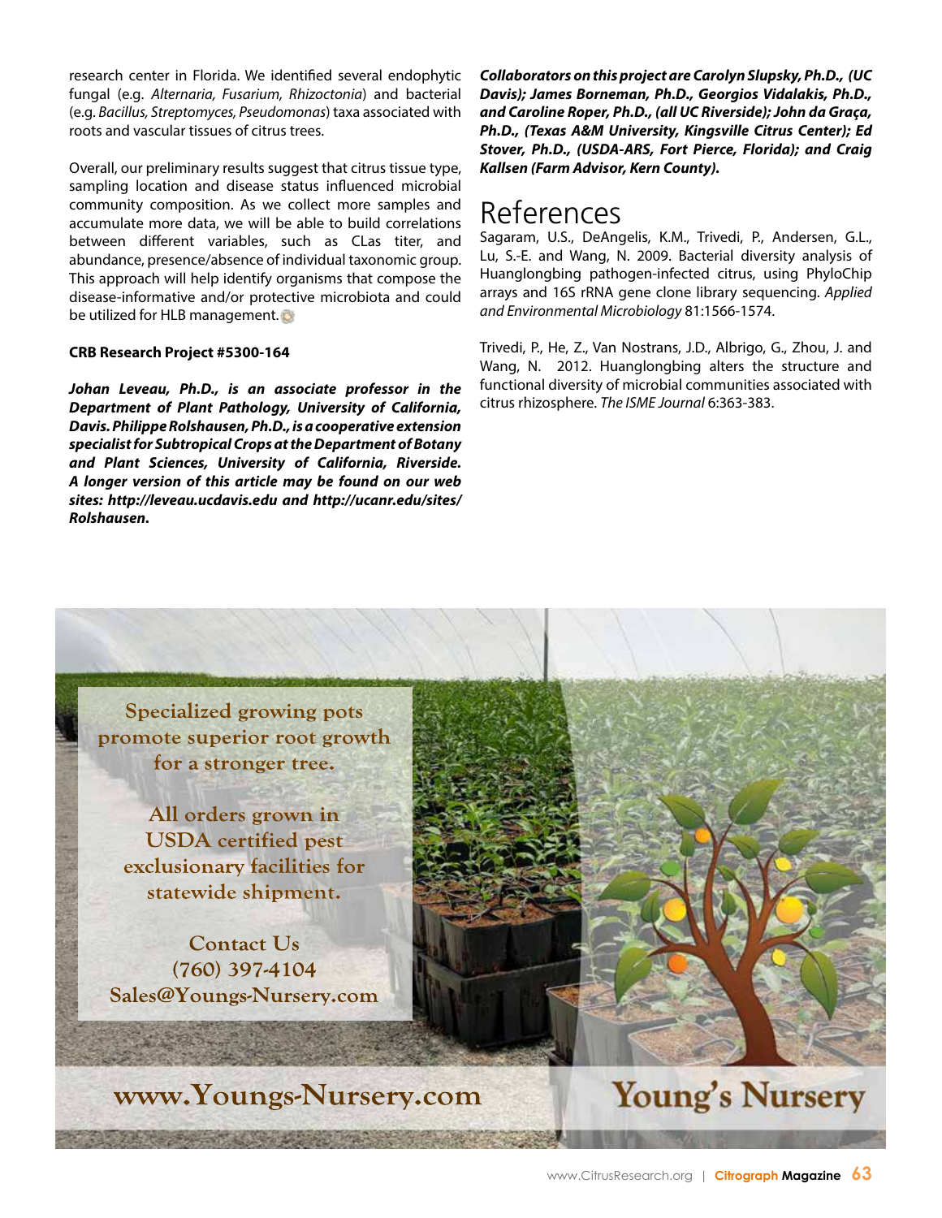research center in Florida. We identified several endophytic fungal (e.g. *Alternaria, Fusarium, Rhizoctonia*) and bacterial (e.g. *Bacillus, Streptomyces, Pseudomonas*) taxa associated with roots and vascular tissues of citrus trees.

Overall, our preliminary results suggest that citrus tissue type, sampling location and disease status influenced microbial community composition. As we collect more samples and accumulate more data, we will be able to build correlations between different variables, such as CLas titer, and abundance, presence/absence of individual taxonomic group. This approach will help identify organisms that compose the disease-informative and/or protective microbiota and could be utilized for HLB management.

**CRB Research Project #5300-164**

***Johan Leveau, Ph.D., is an associate professor in the Department of Plant Pathology, University of California, Davis. Philippe Rolshausen, Ph.D., is a cooperative extension specialist for Subtropical Crops at the Department of Botany and Plant Sciences, University of California, Riverside. A longer version of this article may be found on our web sites: http://leveau.ucdavis.edu and http://ucanr.edu/sites/Rolshausen.***

***Collaborators on this project are Carolyn Slupsky, Ph.D., (UC Davis); James Borneman, Ph.D., Georgios Vidalakis, Ph.D., and Caroline Roper, Ph.D., (all UC Riverside); John da Graça, Ph.D., (Texas A&M University, Kingsville Citrus Center); Ed Stover, Ph.D., (USDA-ARS, Fort Pierce, Florida); and Craig Kallsen (Farm Advisor, Kern County).***

## References

Sagaram, U.S., DeAngelis, K.M., Trivedi, P., Andersen, G.L., Lu, S.-E. and Wang, N. 2009. Bacterial diversity analysis of Huanglongbing pathogen-infected citrus, using PhyloChip arrays and 16S rRNA gene clone library sequencing. *Applied and Environmental Microbiology* 81:1566-1574.

Trivedi, P., He, Z., Van Nostrans, J.D., Albrigo, G., Zhou, J. and Wang, N. 2012. Huanglongbing alters the structure and functional diversity of microbial communities associated with citrus rhizosphere. *The ISME Journal* 6:363-383.

Specialized growing pots promote superior root growth for a stronger tree.

All orders grown in USDA certified pest exclusionary facilities for statewide shipment.

Contact Us
(760) 397-4104
Sales@Youngs-Nursery.com

www.Youngs-Nursery.com

Young's Nursery